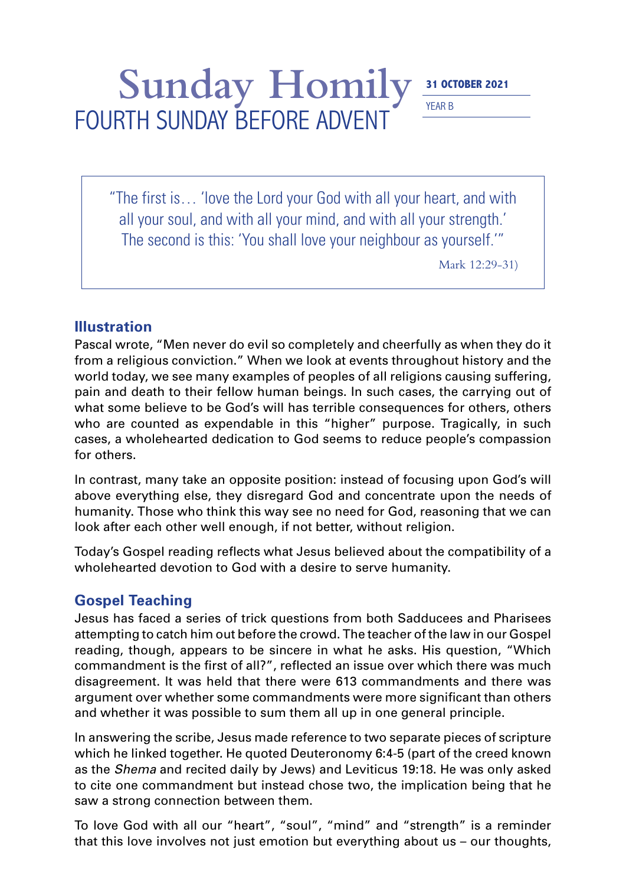# Sunday Homily

## FOURTH SUNDAY BEFORE ADVENT

**31 OCTOBER 2021**

YEAR B

> "The first is… 'love the Lord your God with all your heart, and with all your soul, and with all your mind, and with all your strength.' The second is this: 'You shall love your neighbour as yourself.'"
>
> Mark 12:29-31)

### Illustration

Pascal wrote, "Men never do evil so completely and cheerfully as when they do it from a religious conviction." When we look at events throughout history and the world today, we see many examples of peoples of all religions causing suffering, pain and death to their fellow human beings. In such cases, the carrying out of what some believe to be God's will has terrible consequences for others, others who are counted as expendable in this "higher" purpose. Tragically, in such cases, a wholehearted dedication to God seems to reduce people's compassion for others.

In contrast, many take an opposite position: instead of focusing upon God's will above everything else, they disregard God and concentrate upon the needs of humanity. Those who think this way see no need for God, reasoning that we can look after each other well enough, if not better, without religion.

Today's Gospel reading reflects what Jesus believed about the compatibility of a wholehearted devotion to God with a desire to serve humanity.

### Gospel Teaching

Jesus has faced a series of trick questions from both Sadducees and Pharisees attempting to catch him out before the crowd. The teacher of the law in our Gospel reading, though, appears to be sincere in what he asks. His question, "Which commandment is the first of all?", reflected an issue over which there was much disagreement. It was held that there were 613 commandments and there was argument over whether some commandments were more significant than others and whether it was possible to sum them all up in one general principle.

In answering the scribe, Jesus made reference to two separate pieces of scripture which he linked together. He quoted Deuteronomy 6:4-5 (part of the creed known as the *Shema* and recited daily by Jews) and Leviticus 19:18. He was only asked to cite one commandment but instead chose two, the implication being that he saw a strong connection between them.

To love God with all our "heart", "soul", "mind" and "strength" is a reminder that this love involves not just emotion but everything about us – our thoughts,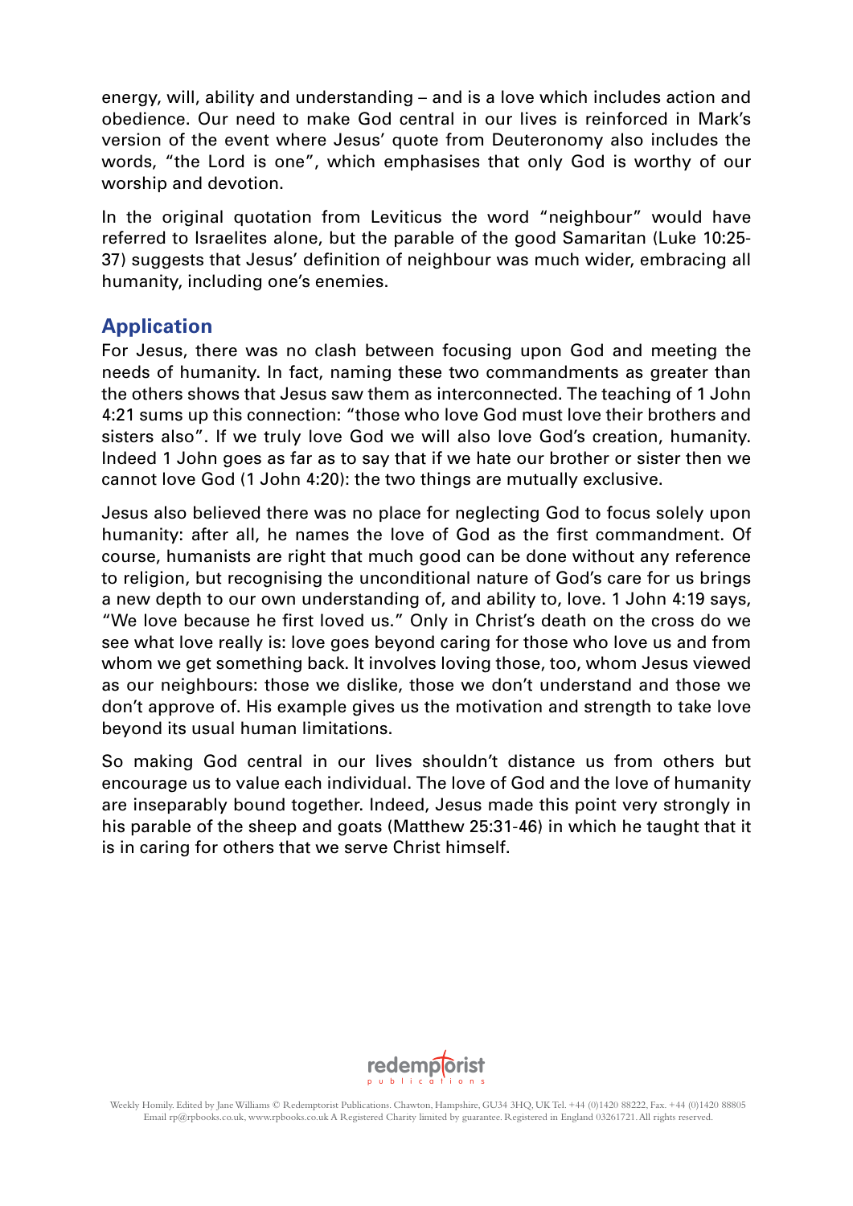energy, will, ability and understanding – and is a love which includes action and obedience. Our need to make God central in our lives is reinforced in Mark's version of the event where Jesus' quote from Deuteronomy also includes the words, "the Lord is one", which emphasises that only God is worthy of our worship and devotion.

In the original quotation from Leviticus the word "neighbour" would have referred to Israelites alone, but the parable of the good Samaritan (Luke 10:25-37) suggests that Jesus' definition of neighbour was much wider, embracing all humanity, including one's enemies.

## Application

For Jesus, there was no clash between focusing upon God and meeting the needs of humanity. In fact, naming these two commandments as greater than the others shows that Jesus saw them as interconnected. The teaching of 1 John 4:21 sums up this connection: "those who love God must love their brothers and sisters also". If we truly love God we will also love God's creation, humanity. Indeed 1 John goes as far as to say that if we hate our brother or sister then we cannot love God (1 John 4:20): the two things are mutually exclusive.

Jesus also believed there was no place for neglecting God to focus solely upon humanity: after all, he names the love of God as the first commandment. Of course, humanists are right that much good can be done without any reference to religion, but recognising the unconditional nature of God's care for us brings a new depth to our own understanding of, and ability to, love. 1 John 4:19 says, "We love because he first loved us." Only in Christ's death on the cross do we see what love really is: love goes beyond caring for those who love us and from whom we get something back. It involves loving those, too, whom Jesus viewed as our neighbours: those we dislike, those we don't understand and those we don't approve of. His example gives us the motivation and strength to take love beyond its usual human limitations.

So making God central in our lives shouldn't distance us from others but encourage us to value each individual. The love of God and the love of humanity are inseparably bound together. Indeed, Jesus made this point very strongly in his parable of the sheep and goats (Matthew 25:31-46) in which he taught that it is in caring for others that we serve Christ himself.

redemptorist publications

Weekly Homily. Edited by Jane Williams © Redemptorist Publications. Chawton, Hampshire, GU34 3HQ, UK Tel. +44 (0)1420 88222, Fax. +44 (0)1420 88805 Email rp@rpbooks.co.uk, www.rpbooks.co.uk A Registered Charity limited by guarantee. Registered in England 03261721. All rights reserved.